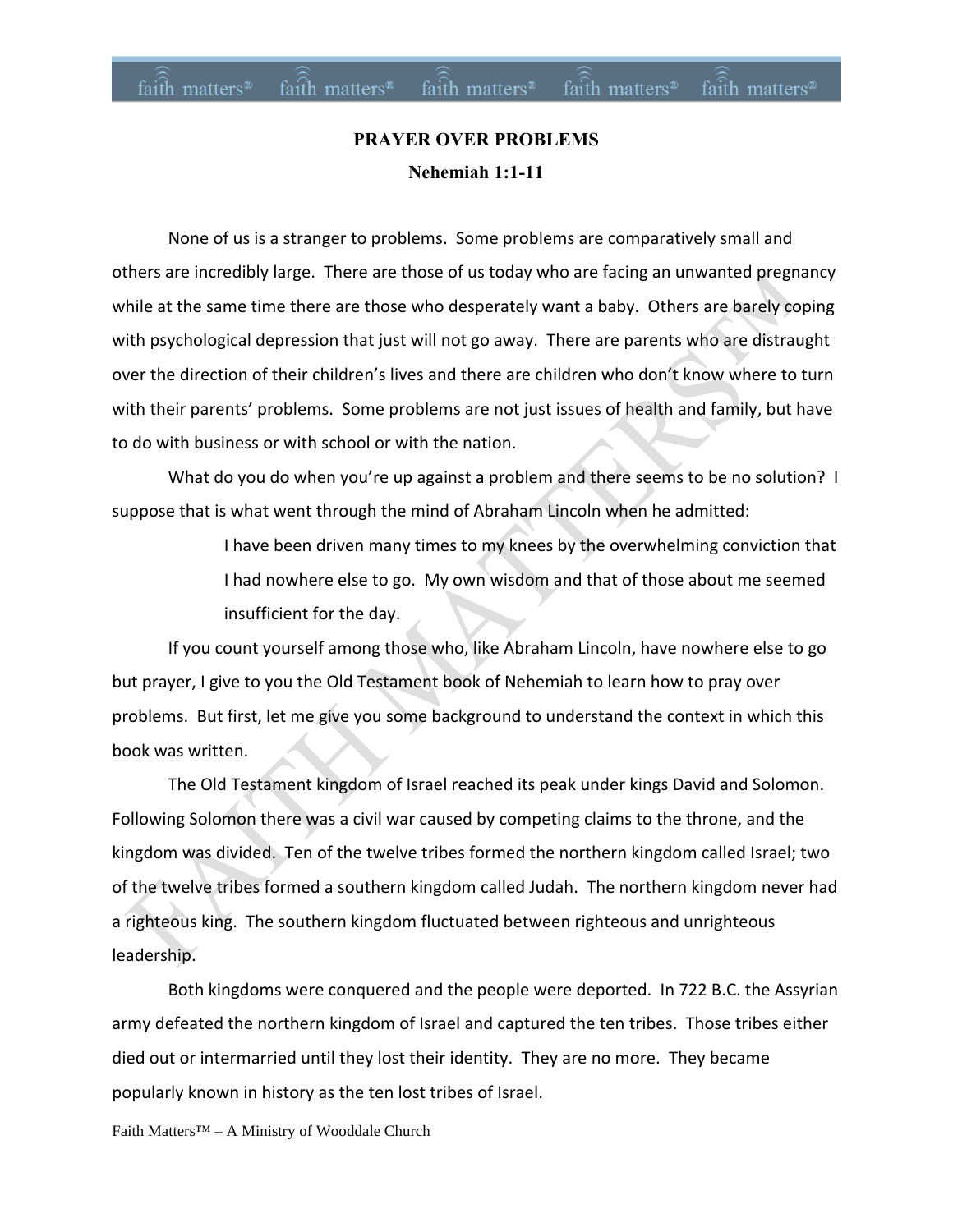# PRAYER OVER PROBLEMS

## Nehemiah 1:1-11

None of us is a stranger to problems. Some problems are comparatively small and others are incredibly large. There are those of us today who are facing an unwanted pregnancy while at the same time there are those who desperately want a baby. Others are barely coping with psychological depression that just will not go away. There are parents who are distraught over the direction of their children's lives and there are children who don't know where to turn with their parents' problems. Some problems are not just issues of health and family, but have to do with business or with school or with the nation.

What do you do when you're up against a problem and there seems to be no solution? I suppose that is what went through the mind of Abraham Lincoln when he admitted:

> I have been driven many times to my knees by the overwhelming conviction that I had nowhere else to go. My own wisdom and that of those about me seemed insufficient for the day.

If you count yourself among those who, like Abraham Lincoln, have nowhere else to go but prayer, I give to you the Old Testament book of Nehemiah to learn how to pray over problems. But first, let me give you some background to understand the context in which this book was written.

The Old Testament kingdom of Israel reached its peak under kings David and Solomon. Following Solomon there was a civil war caused by competing claims to the throne, and the kingdom was divided. Ten of the twelve tribes formed the northern kingdom called Israel; two of the twelve tribes formed a southern kingdom called Judah. The northern kingdom never had a righteous king. The southern kingdom fluctuated between righteous and unrighteous leadership.

Both kingdoms were conquered and the people were deported. In 722 B.C. the Assyrian army defeated the northern kingdom of Israel and captured the ten tribes. Those tribes either died out or intermarried until they lost their identity. They are no more. They became popularly known in history as the ten lost tribes of Israel.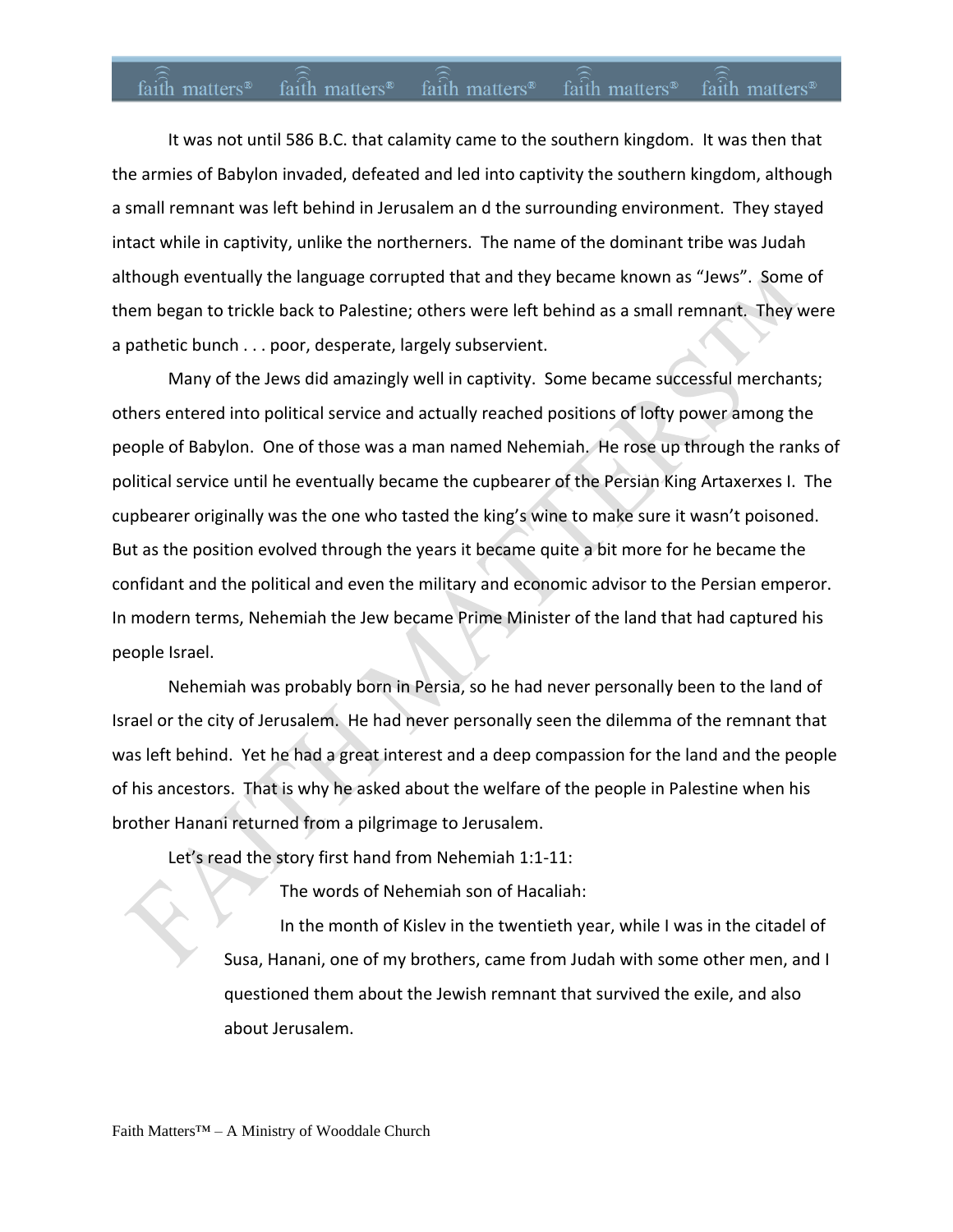It was not until 586 B.C. that calamity came to the southern kingdom. It was then that the armies of Babylon invaded, defeated and led into captivity the southern kingdom, although a small remnant was left behind in Jerusalem an d the surrounding environment. They stayed intact while in captivity, unlike the northerners. The name of the dominant tribe was Judah although eventually the language corrupted that and they became known as "Jews". Some of them began to trickle back to Palestine; others were left behind as a small remnant. They were a pathetic bunch . . . poor, desperate, largely subservient.

Many of the Jews did amazingly well in captivity. Some became successful merchants; others entered into political service and actually reached positions of lofty power among the people of Babylon. One of those was a man named Nehemiah. He rose up through the ranks of political service until he eventually became the cupbearer of the Persian King Artaxerxes I. The cupbearer originally was the one who tasted the king's wine to make sure it wasn't poisoned. But as the position evolved through the years it became quite a bit more for he became the confidant and the political and even the military and economic advisor to the Persian emperor. In modern terms, Nehemiah the Jew became Prime Minister of the land that had captured his people Israel.

Nehemiah was probably born in Persia, so he had never personally been to the land of Israel or the city of Jerusalem. He had never personally seen the dilemma of the remnant that was left behind. Yet he had a great interest and a deep compassion for the land and the people of his ancestors. That is why he asked about the welfare of the people in Palestine when his brother Hanani returned from a pilgrimage to Jerusalem.

Let's read the story first hand from Nehemiah 1:1-11:

> The words of Nehemiah son of Hacaliah:
>
> In the month of Kislev in the twentieth year, while I was in the citadel of Susa, Hanani, one of my brothers, came from Judah with some other men, and I questioned them about the Jewish remnant that survived the exile, and also about Jerusalem.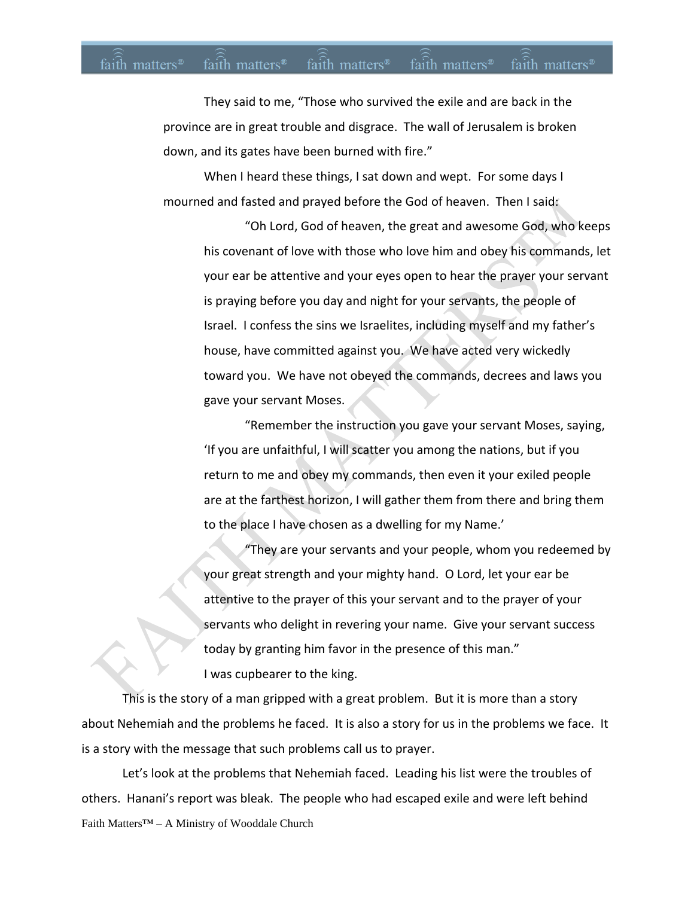They said to me, "Those who survived the exile and are back in the province are in great trouble and disgrace. The wall of Jerusalem is broken down, and its gates have been burned with fire."

When I heard these things, I sat down and wept. For some days I mourned and fasted and prayed before the God of heaven. Then I said:

> "Oh Lord, God of heaven, the great and awesome God, who keeps his covenant of love with those who love him and obey his commands, let your ear be attentive and your eyes open to hear the prayer your servant is praying before you day and night for your servants, the people of Israel. I confess the sins we Israelites, including myself and my father's house, have committed against you. We have acted very wickedly toward you. We have not obeyed the commands, decrees and laws you gave your servant Moses.
>
> "Remember the instruction you gave your servant Moses, saying, 'If you are unfaithful, I will scatter you among the nations, but if you return to me and obey my commands, then even it your exiled people are at the farthest horizon, I will gather them from there and bring them to the place I have chosen as a dwelling for my Name.'
>
> "They are your servants and your people, whom you redeemed by your great strength and your mighty hand. O Lord, let your ear be attentive to the prayer of this your servant and to the prayer of your servants who delight in revering your name. Give your servant success today by granting him favor in the presence of this man."

I was cupbearer to the king.

This is the story of a man gripped with a great problem. But it is more than a story about Nehemiah and the problems he faced. It is also a story for us in the problems we face. It is a story with the message that such problems call us to prayer.

Let's look at the problems that Nehemiah faced. Leading his list were the troubles of others. Hanani's report was bleak. The people who had escaped exile and were left behind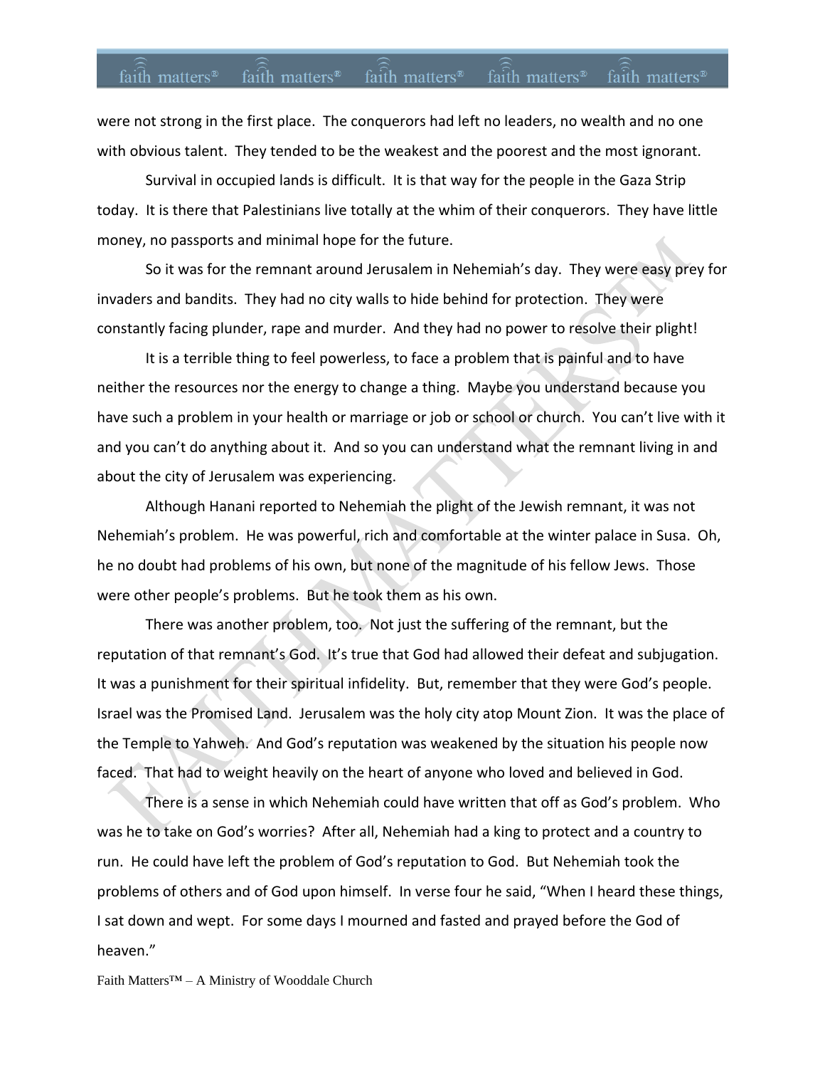were not strong in the first place. The conquerors had left no leaders, no wealth and no one with obvious talent. They tended to be the weakest and the poorest and the most ignorant.

Survival in occupied lands is difficult. It is that way for the people in the Gaza Strip today. It is there that Palestinians live totally at the whim of their conquerors. They have little money, no passports and minimal hope for the future.

So it was for the remnant around Jerusalem in Nehemiah's day. They were easy prey for invaders and bandits. They had no city walls to hide behind for protection. They were constantly facing plunder, rape and murder. And they had no power to resolve their plight!

It is a terrible thing to feel powerless, to face a problem that is painful and to have neither the resources nor the energy to change a thing. Maybe you understand because you have such a problem in your health or marriage or job or school or church. You can't live with it and you can't do anything about it. And so you can understand what the remnant living in and about the city of Jerusalem was experiencing.

Although Hanani reported to Nehemiah the plight of the Jewish remnant, it was not Nehemiah's problem. He was powerful, rich and comfortable at the winter palace in Susa. Oh, he no doubt had problems of his own, but none of the magnitude of his fellow Jews. Those were other people's problems. But he took them as his own.

There was another problem, too. Not just the suffering of the remnant, but the reputation of that remnant's God. It's true that God had allowed their defeat and subjugation. It was a punishment for their spiritual infidelity. But, remember that they were God's people. Israel was the Promised Land. Jerusalem was the holy city atop Mount Zion. It was the place of the Temple to Yahweh. And God's reputation was weakened by the situation his people now faced. That had to weight heavily on the heart of anyone who loved and believed in God.

There is a sense in which Nehemiah could have written that off as God's problem. Who was he to take on God's worries? After all, Nehemiah had a king to protect and a country to run. He could have left the problem of God's reputation to God. But Nehemiah took the problems of others and of God upon himself. In verse four he said, "When I heard these things, I sat down and wept. For some days I mourned and fasted and prayed before the God of heaven."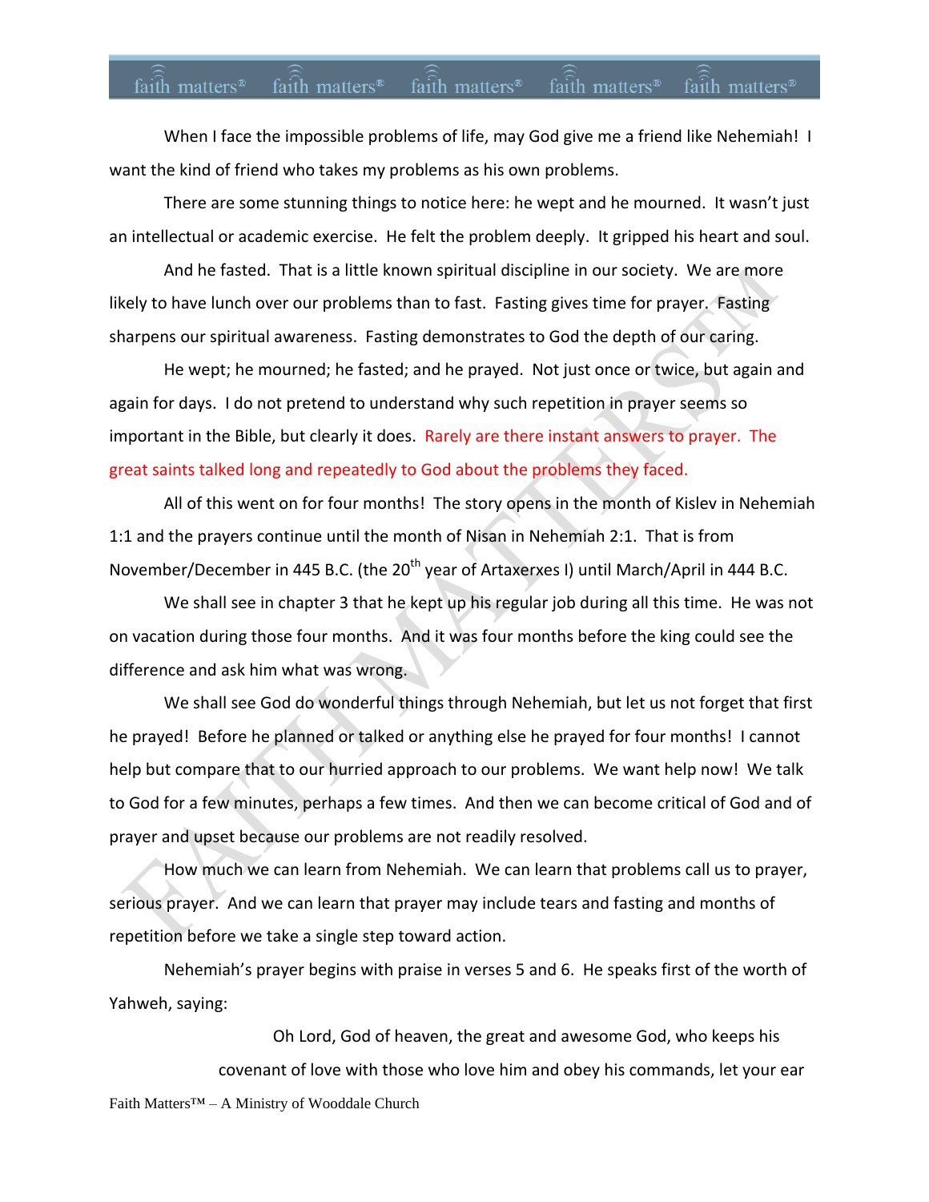When I face the impossible problems of life, may God give me a friend like Nehemiah! I want the kind of friend who takes my problems as his own problems.

There are some stunning things to notice here: he wept and he mourned. It wasn't just an intellectual or academic exercise. He felt the problem deeply. It gripped his heart and soul.

And he fasted. That is a little known spiritual discipline in our society. We are more likely to have lunch over our problems than to fast. Fasting gives time for prayer. Fasting sharpens our spiritual awareness. Fasting demonstrates to God the depth of our caring.

He wept; he mourned; he fasted; and he prayed. Not just once or twice, but again and again for days. I do not pretend to understand why such repetition in prayer seems so important in the Bible, but clearly it does. Rarely are there instant answers to prayer. The great saints talked long and repeatedly to God about the problems they faced.

All of this went on for four months! The story opens in the month of Kislev in Nehemiah 1:1 and the prayers continue until the month of Nisan in Nehemiah 2:1. That is from November/December in 445 B.C. (the 20th year of Artaxerxes I) until March/April in 444 B.C.

We shall see in chapter 3 that he kept up his regular job during all this time. He was not on vacation during those four months. And it was four months before the king could see the difference and ask him what was wrong.

We shall see God do wonderful things through Nehemiah, but let us not forget that first he prayed! Before he planned or talked or anything else he prayed for four months! I cannot help but compare that to our hurried approach to our problems. We want help now! We talk to God for a few minutes, perhaps a few times. And then we can become critical of God and of prayer and upset because our problems are not readily resolved.

How much we can learn from Nehemiah. We can learn that problems call us to prayer, serious prayer. And we can learn that prayer may include tears and fasting and months of repetition before we take a single step toward action.

Nehemiah's prayer begins with praise in verses 5 and 6. He speaks first of the worth of Yahweh, saying:

> Oh Lord, God of heaven, the great and awesome God, who keeps his covenant of love with those who love him and obey his commands, let your ear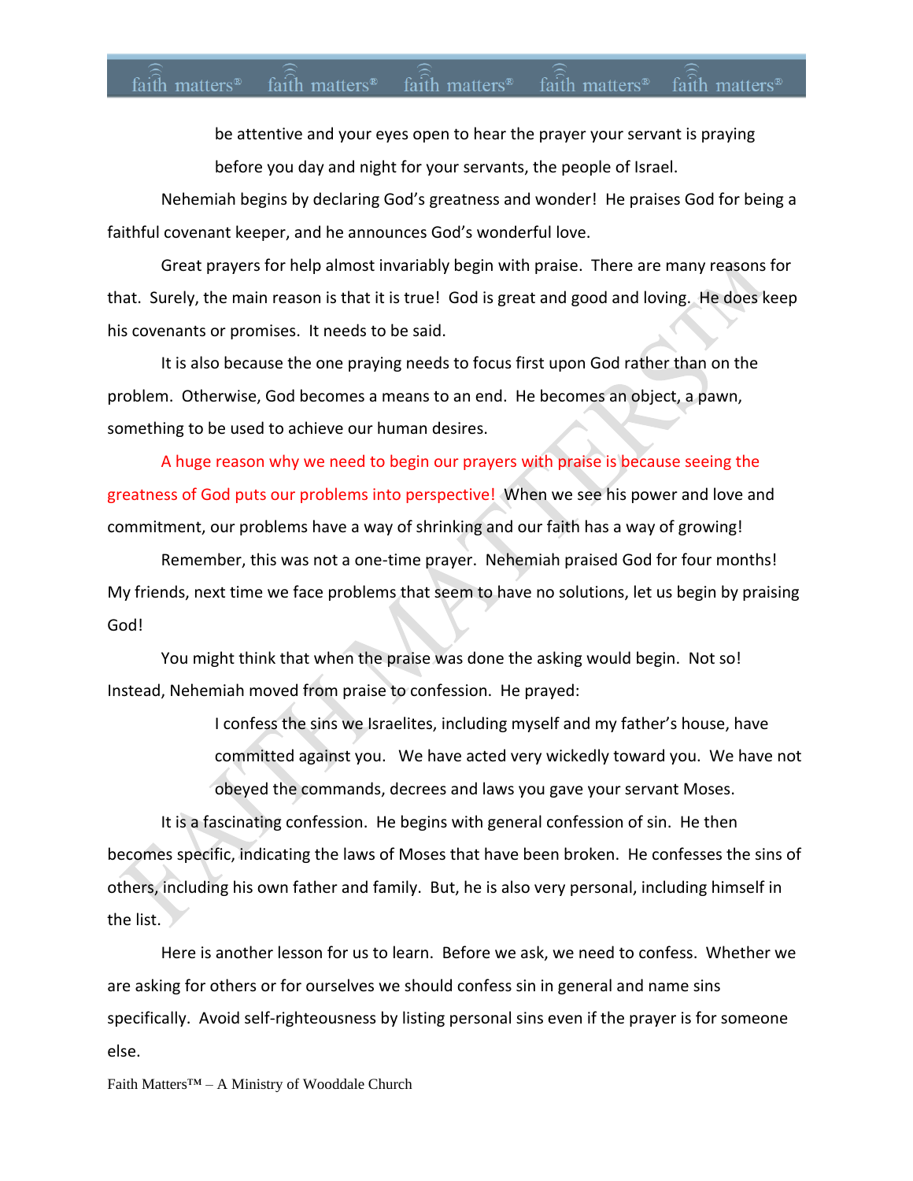> be attentive and your eyes open to hear the prayer your servant is praying before you day and night for your servants, the people of Israel.

Nehemiah begins by declaring God's greatness and wonder! He praises God for being a faithful covenant keeper, and he announces God's wonderful love.

Great prayers for help almost invariably begin with praise. There are many reasons for that. Surely, the main reason is that it is true! God is great and good and loving. He does keep his covenants or promises. It needs to be said.

It is also because the one praying needs to focus first upon God rather than on the problem. Otherwise, God becomes a means to an end. He becomes an object, a pawn, something to be used to achieve our human desires.

A huge reason why we need to begin our prayers with praise is because seeing the greatness of God puts our problems into perspective! When we see his power and love and commitment, our problems have a way of shrinking and our faith has a way of growing!

Remember, this was not a one-time prayer. Nehemiah praised God for four months! My friends, next time we face problems that seem to have no solutions, let us begin by praising God!

You might think that when the praise was done the asking would begin. Not so! Instead, Nehemiah moved from praise to confession. He prayed:

> I confess the sins we Israelites, including myself and my father's house, have committed against you. We have acted very wickedly toward you. We have not obeyed the commands, decrees and laws you gave your servant Moses.

It is a fascinating confession. He begins with general confession of sin. He then becomes specific, indicating the laws of Moses that have been broken. He confesses the sins of others, including his own father and family. But, he is also very personal, including himself in the list.

Here is another lesson for us to learn. Before we ask, we need to confess. Whether we are asking for others or for ourselves we should confess sin in general and name sins specifically. Avoid self-righteousness by listing personal sins even if the prayer is for someone else.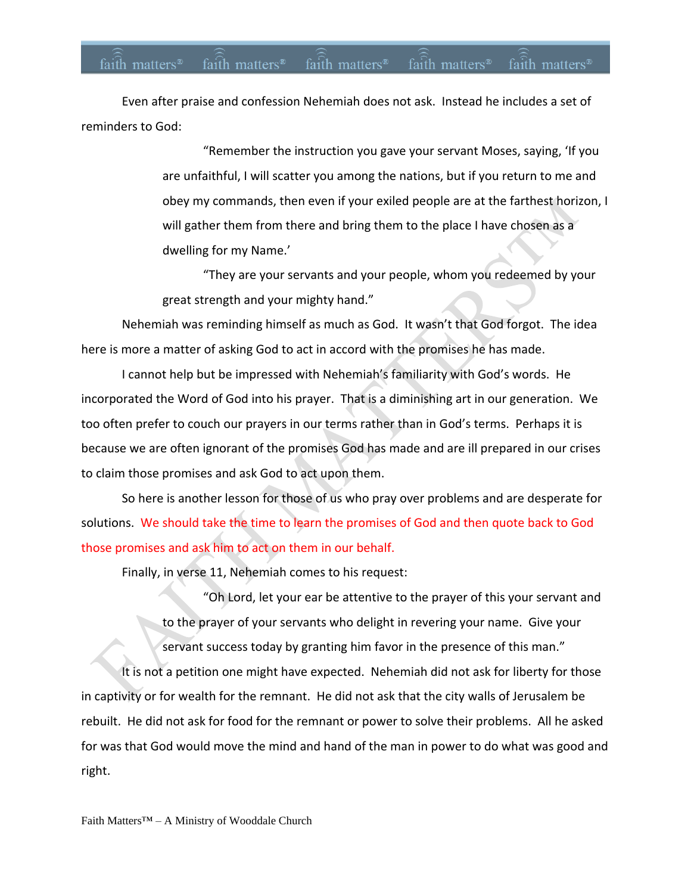Even after praise and confession Nehemiah does not ask. Instead he includes a set of reminders to God:

> "Remember the instruction you gave your servant Moses, saying, 'If you are unfaithful, I will scatter you among the nations, but if you return to me and obey my commands, then even if your exiled people are at the farthest horizon, I will gather them from there and bring them to the place I have chosen as a dwelling for my Name.'
>
> "They are your servants and your people, whom you redeemed by your great strength and your mighty hand."

Nehemiah was reminding himself as much as God. It wasn't that God forgot. The idea here is more a matter of asking God to act in accord with the promises he has made.

I cannot help but be impressed with Nehemiah's familiarity with God's words. He incorporated the Word of God into his prayer. That is a diminishing art in our generation. We too often prefer to couch our prayers in our terms rather than in God's terms. Perhaps it is because we are often ignorant of the promises God has made and are ill prepared in our crises to claim those promises and ask God to act upon them.

So here is another lesson for those of us who pray over problems and are desperate for solutions. We should take the time to learn the promises of God and then quote back to God those promises and ask him to act on them in our behalf.

Finally, in verse 11, Nehemiah comes to his request:

> "Oh Lord, let your ear be attentive to the prayer of this your servant and to the prayer of your servants who delight in revering your name. Give your servant success today by granting him favor in the presence of this man."

It is not a petition one might have expected. Nehemiah did not ask for liberty for those in captivity or for wealth for the remnant. He did not ask that the city walls of Jerusalem be rebuilt. He did not ask for food for the remnant or power to solve their problems. All he asked for was that God would move the mind and hand of the man in power to do what was good and right.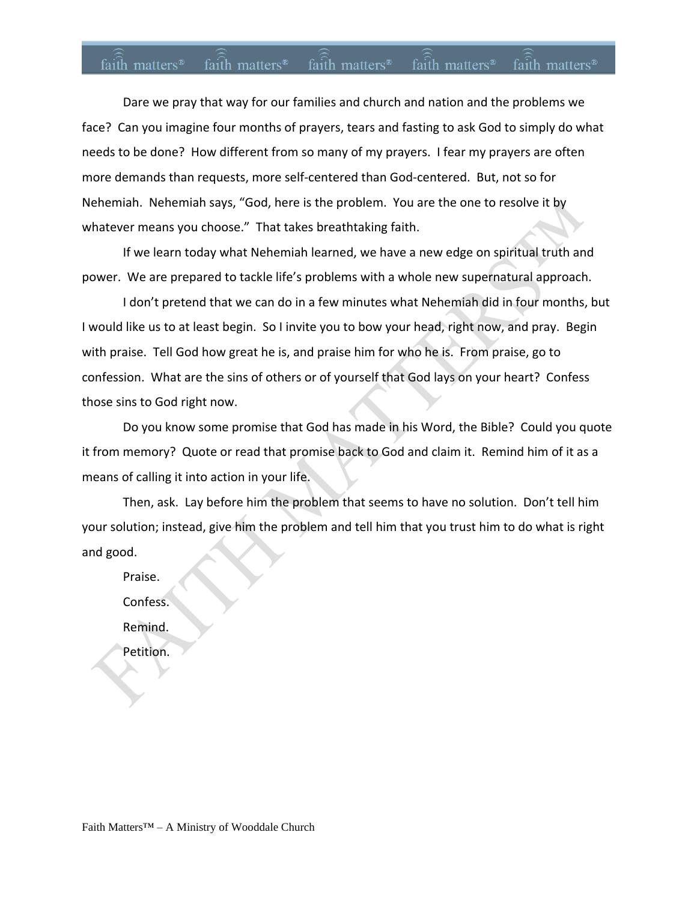Dare we pray that way for our families and church and nation and the problems we face? Can you imagine four months of prayers, tears and fasting to ask God to simply do what needs to be done? How different from so many of my prayers. I fear my prayers are often more demands than requests, more self-centered than God-centered. But, not so for Nehemiah. Nehemiah says, "God, here is the problem. You are the one to resolve it by whatever means you choose." That takes breathtaking faith.

If we learn today what Nehemiah learned, we have a new edge on spiritual truth and power. We are prepared to tackle life's problems with a whole new supernatural approach.

I don't pretend that we can do in a few minutes what Nehemiah did in four months, but I would like us to at least begin. So I invite you to bow your head, right now, and pray. Begin with praise. Tell God how great he is, and praise him for who he is. From praise, go to confession. What are the sins of others or of yourself that God lays on your heart? Confess those sins to God right now.

Do you know some promise that God has made in his Word, the Bible? Could you quote it from memory? Quote or read that promise back to God and claim it. Remind him of it as a means of calling it into action in your life.

Then, ask. Lay before him the problem that seems to have no solution. Don't tell him your solution; instead, give him the problem and tell him that you trust him to do what is right and good.

Praise.

Confess.

Remind.

Petition.